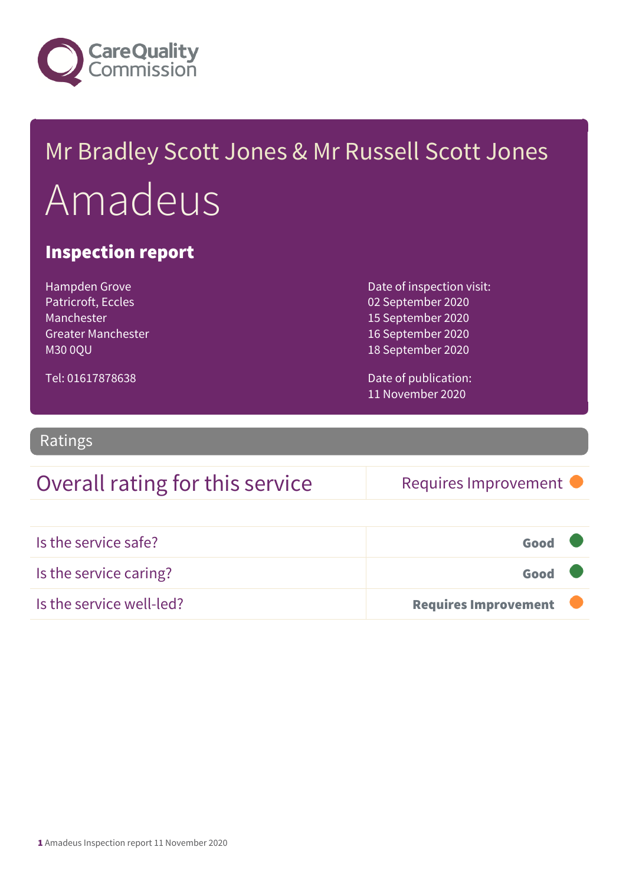Mr Bradley Scott Jones & Mr Russell Scott Jones

# Amadeus

## Inspection report

Hampden Grove
Patricroft, Eccles
Manchester
Greater Manchester
M30 0QU

Tel: 01617878638

Date of inspection visit:
02 September 2020
15 September 2020
16 September 2020
18 September 2020

Date of publication:
11 November 2020

## Ratings

| Overall rating for this service | Requires Improvement |
| --- | --- |

| Is the service safe? | Good |
| --- | --- |
| Is the service caring? | Good |
| Is the service well-led? | Requires Improvement |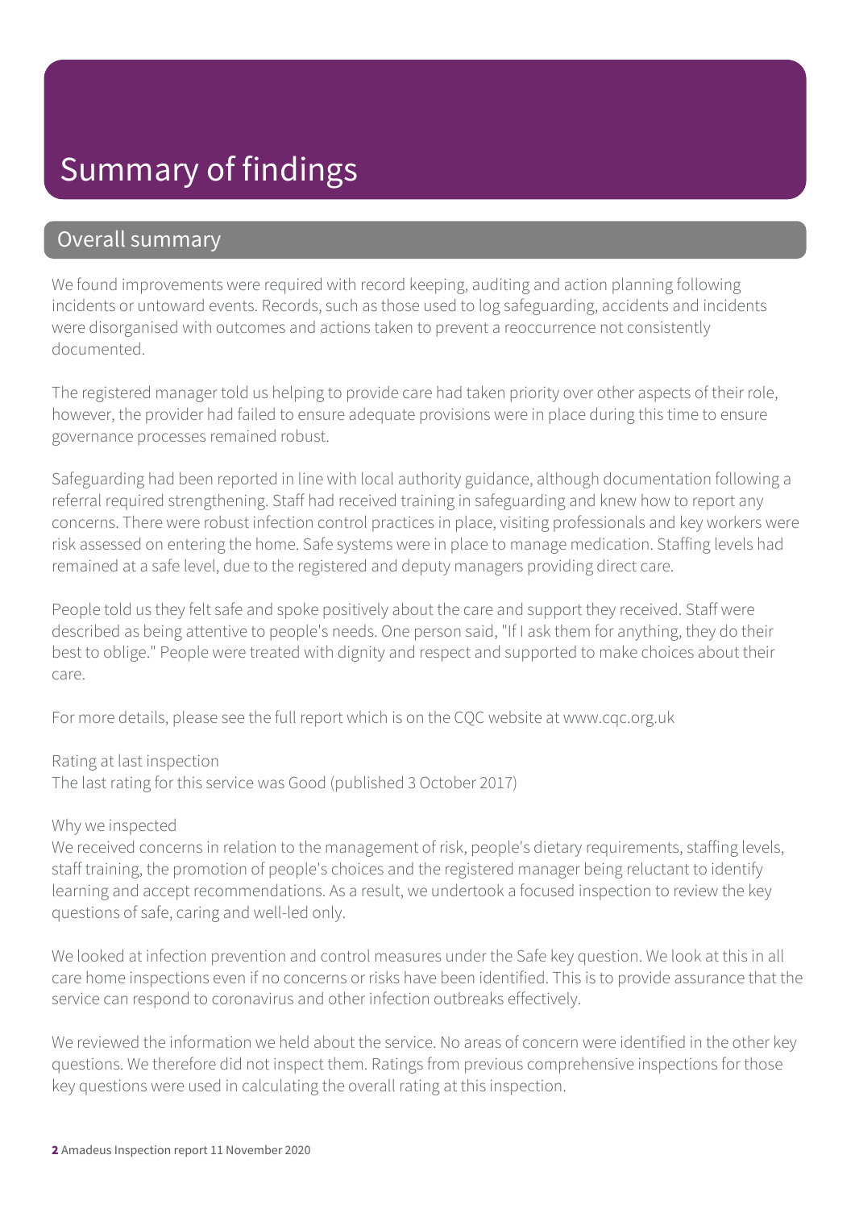# Summary of findings

## Overall summary

We found improvements were required with record keeping, auditing and action planning following incidents or untoward events. Records, such as those used to log safeguarding, accidents and incidents were disorganised with outcomes and actions taken to prevent a reoccurrence not consistently documented.

The registered manager told us helping to provide care had taken priority over other aspects of their role, however, the provider had failed to ensure adequate provisions were in place during this time to ensure governance processes remained robust.

Safeguarding had been reported in line with local authority guidance, although documentation following a referral required strengthening. Staff had received training in safeguarding and knew how to report any concerns. There were robust infection control practices in place, visiting professionals and key workers were risk assessed on entering the home. Safe systems were in place to manage medication. Staffing levels had remained at a safe level, due to the registered and deputy managers providing direct care.

People told us they felt safe and spoke positively about the care and support they received. Staff were described as being attentive to people's needs. One person said, "If I ask them for anything, they do their best to oblige." People were treated with dignity and respect and supported to make choices about their care.

For more details, please see the full report which is on the CQC website at www.cqc.org.uk

Rating at last inspection
The last rating for this service was Good (published 3 October 2017)

Why we inspected
We received concerns in relation to the management of risk, people's dietary requirements, staffing levels, staff training, the promotion of people's choices and the registered manager being reluctant to identify learning and accept recommendations. As a result, we undertook a focused inspection to review the key questions of safe, caring and well-led only.

We looked at infection prevention and control measures under the Safe key question. We look at this in all care home inspections even if no concerns or risks have been identified. This is to provide assurance that the service can respond to coronavirus and other infection outbreaks effectively.

We reviewed the information we held about the service. No areas of concern were identified in the other key questions. We therefore did not inspect them. Ratings from previous comprehensive inspections for those key questions were used in calculating the overall rating at this inspection.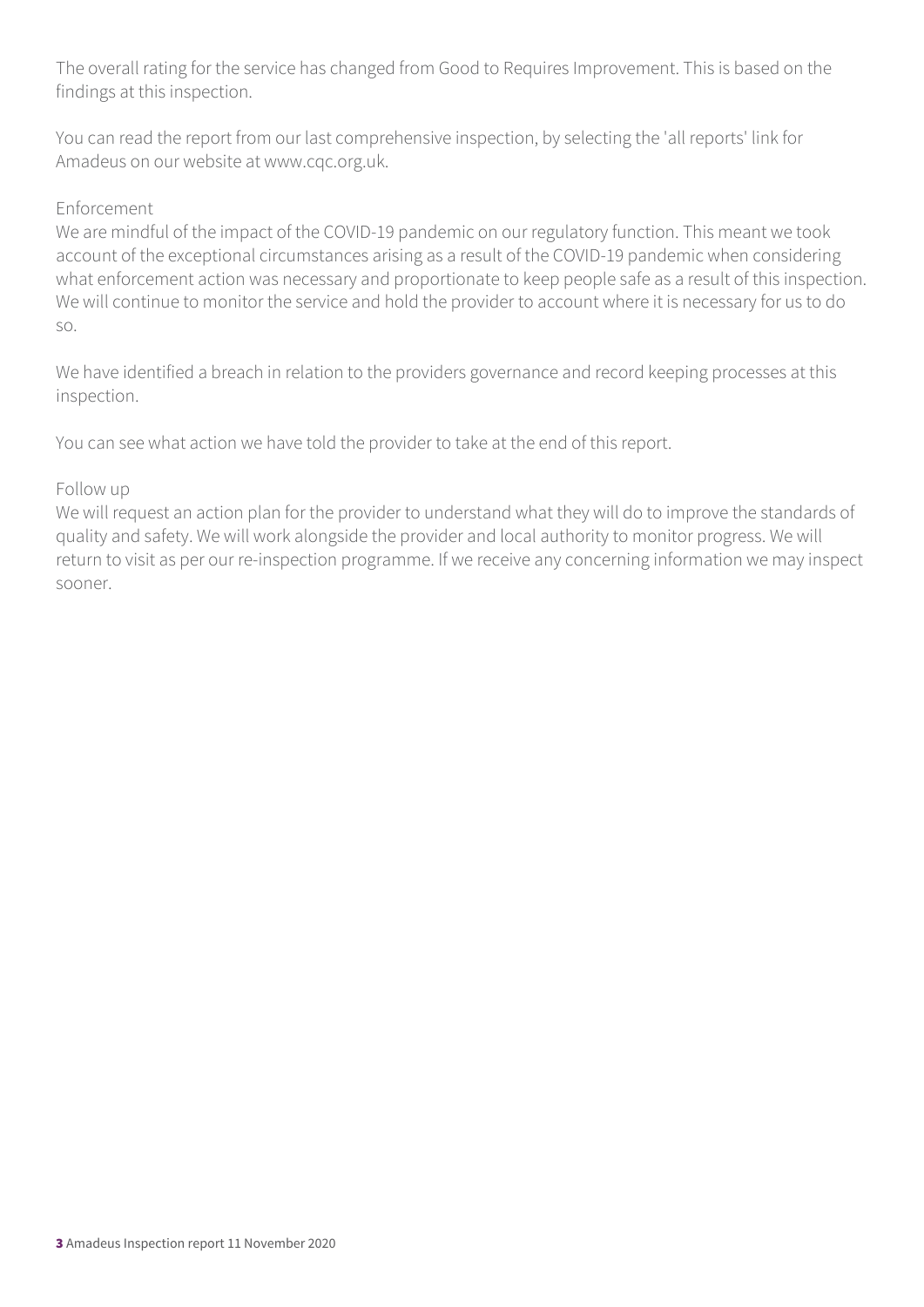The overall rating for the service has changed from Good to Requires Improvement. This is based on the findings at this inspection.

You can read the report from our last comprehensive inspection, by selecting the 'all reports' link for Amadeus on our website at www.cqc.org.uk.

### Enforcement

We are mindful of the impact of the COVID-19 pandemic on our regulatory function. This meant we took account of the exceptional circumstances arising as a result of the COVID-19 pandemic when considering what enforcement action was necessary and proportionate to keep people safe as a result of this inspection. We will continue to monitor the service and hold the provider to account where it is necessary for us to do so.

We have identified a breach in relation to the providers governance and record keeping processes at this inspection.

You can see what action we have told the provider to take at the end of this report.

### Follow up

We will request an action plan for the provider to understand what they will do to improve the standards of quality and safety. We will work alongside the provider and local authority to monitor progress. We will return to visit as per our re-inspection programme. If we receive any concerning information we may inspect sooner.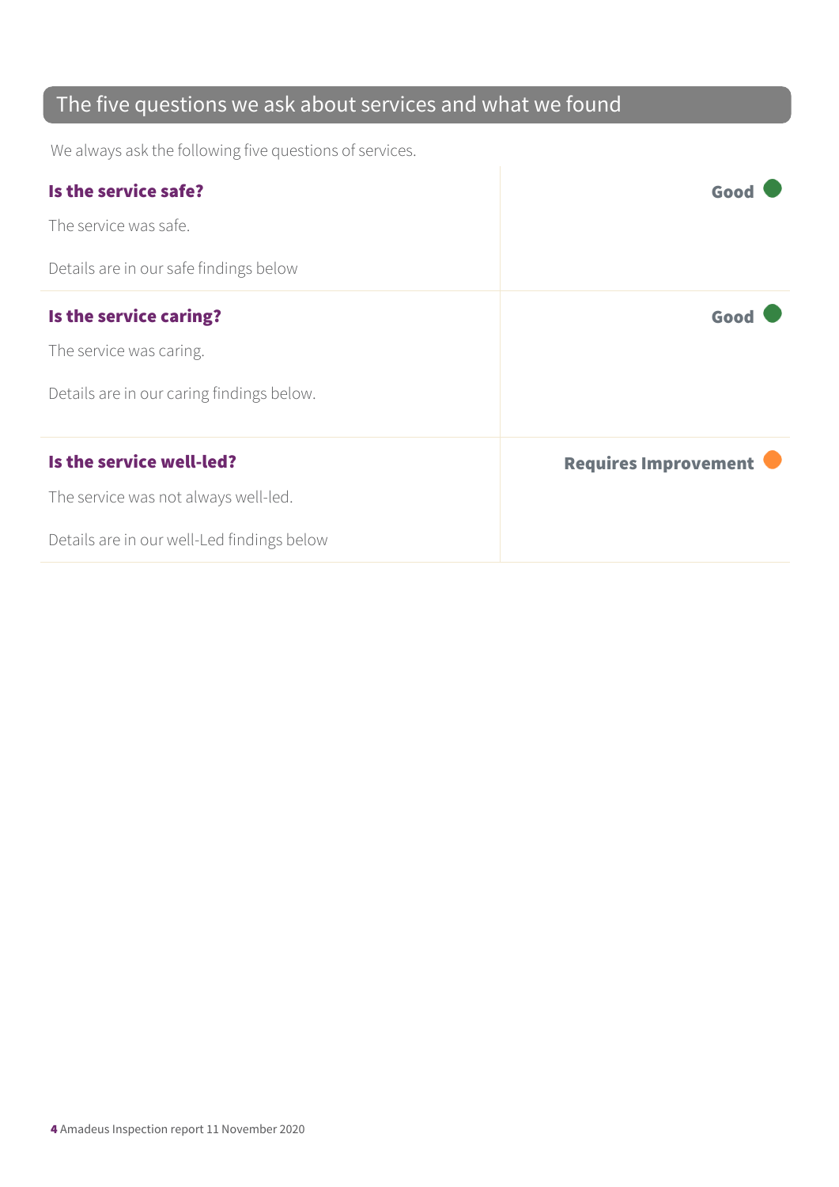## The five questions we ask about services and what we found

We always ask the following five questions of services.

| | |
|---|---|
| **Is the service safe?**<br><br>The service was safe.<br><br>Details are in our safe findings below | **Good** |
| **Is the service caring?**<br><br>The service was caring.<br><br>Details are in our caring findings below. | **Good** |
| **Is the service well-led?**<br><br>The service was not always well-led.<br><br>Details are in our well-Led findings below | **Requires Improvement** |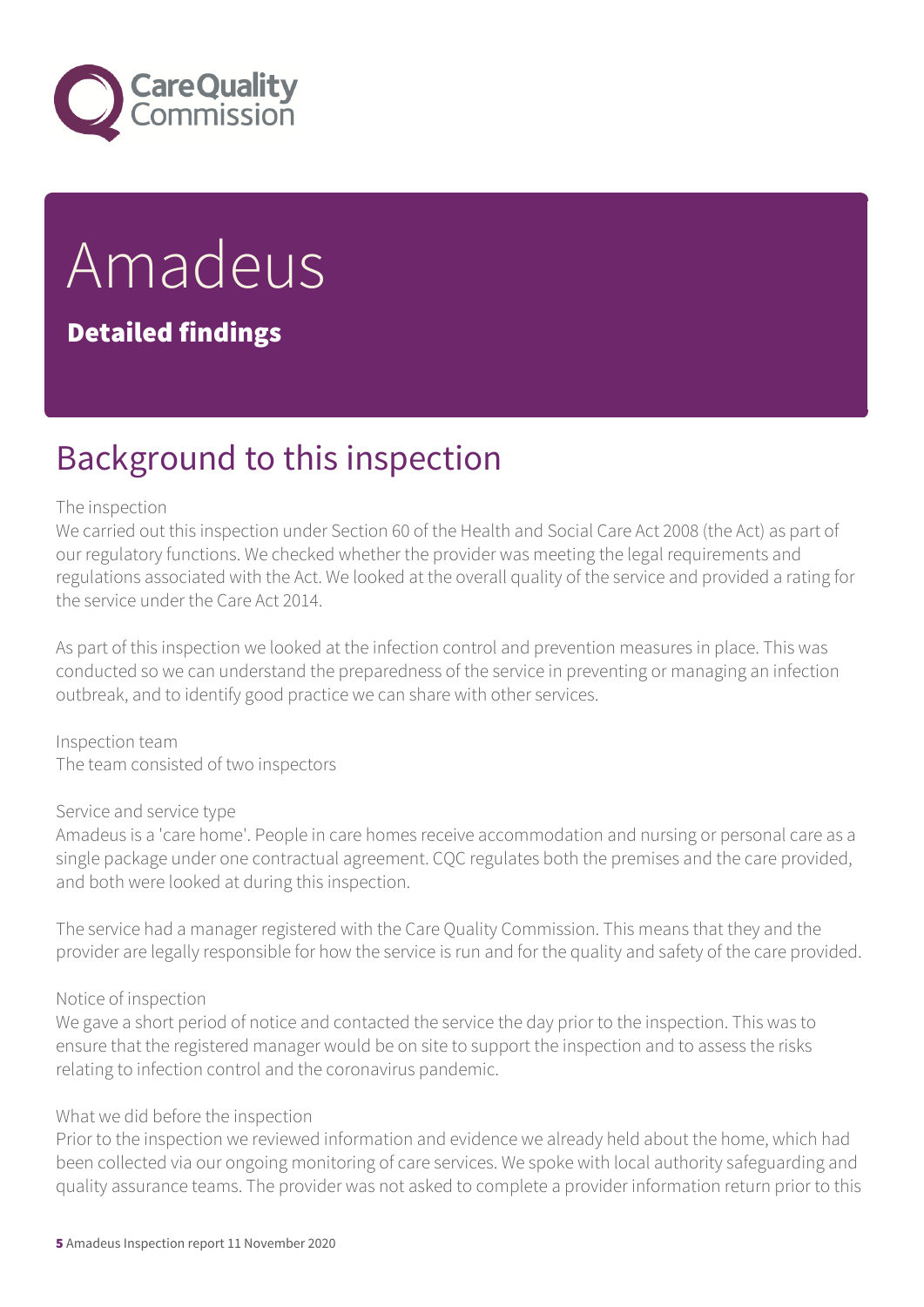# Amadeus

## Detailed findings

## Background to this inspection

The inspection
We carried out this inspection under Section 60 of the Health and Social Care Act 2008 (the Act) as part of our regulatory functions. We checked whether the provider was meeting the legal requirements and regulations associated with the Act. We looked at the overall quality of the service and provided a rating for the service under the Care Act 2014.

As part of this inspection we looked at the infection control and prevention measures in place. This was conducted so we can understand the preparedness of the service in preventing or managing an infection outbreak, and to identify good practice we can share with other services.

Inspection team
The team consisted of two inspectors

Service and service type
Amadeus is a 'care home'. People in care homes receive accommodation and nursing or personal care as a single package under one contractual agreement. CQC regulates both the premises and the care provided, and both were looked at during this inspection.

The service had a manager registered with the Care Quality Commission. This means that they and the provider are legally responsible for how the service is run and for the quality and safety of the care provided.

Notice of inspection
We gave a short period of notice and contacted the service the day prior to the inspection. This was to ensure that the registered manager would be on site to support the inspection and to assess the risks relating to infection control and the coronavirus pandemic.

What we did before the inspection
Prior to the inspection we reviewed information and evidence we already held about the home, which had been collected via our ongoing monitoring of care services. We spoke with local authority safeguarding and quality assurance teams. The provider was not asked to complete a provider information return prior to this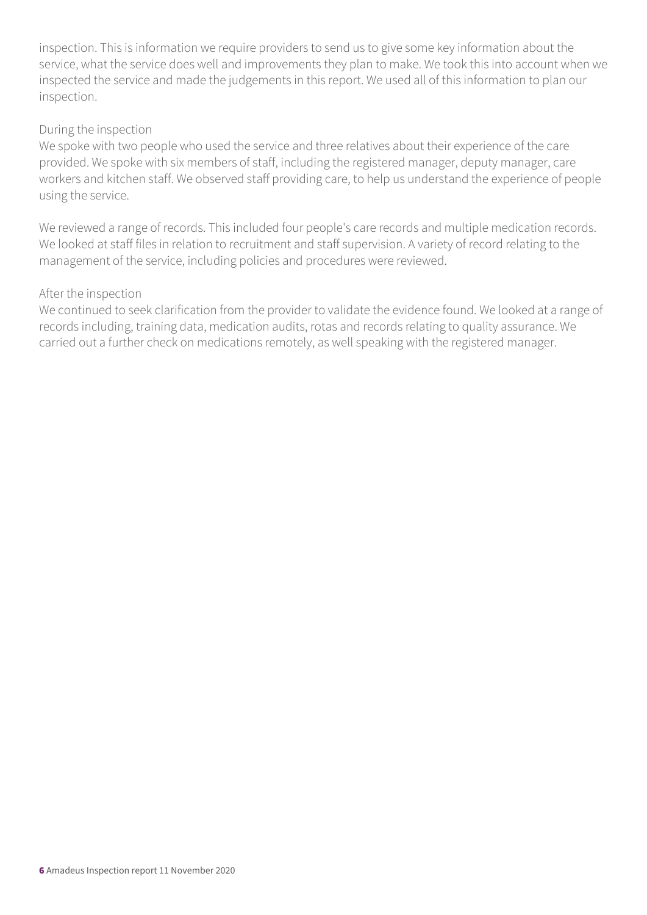inspection. This is information we require providers to send us to give some key information about the service, what the service does well and improvements they plan to make. We took this into account when we inspected the service and made the judgements in this report. We used all of this information to plan our inspection.

During the inspection
We spoke with two people who used the service and three relatives about their experience of the care provided. We spoke with six members of staff, including the registered manager, deputy manager, care workers and kitchen staff. We observed staff providing care, to help us understand the experience of people using the service.

We reviewed a range of records. This included four people's care records and multiple medication records. We looked at staff files in relation to recruitment and staff supervision. A variety of record relating to the management of the service, including policies and procedures were reviewed.

After the inspection
We continued to seek clarification from the provider to validate the evidence found. We looked at a range of records including, training data, medication audits, rotas and records relating to quality assurance. We carried out a further check on medications remotely, as well speaking with the registered manager.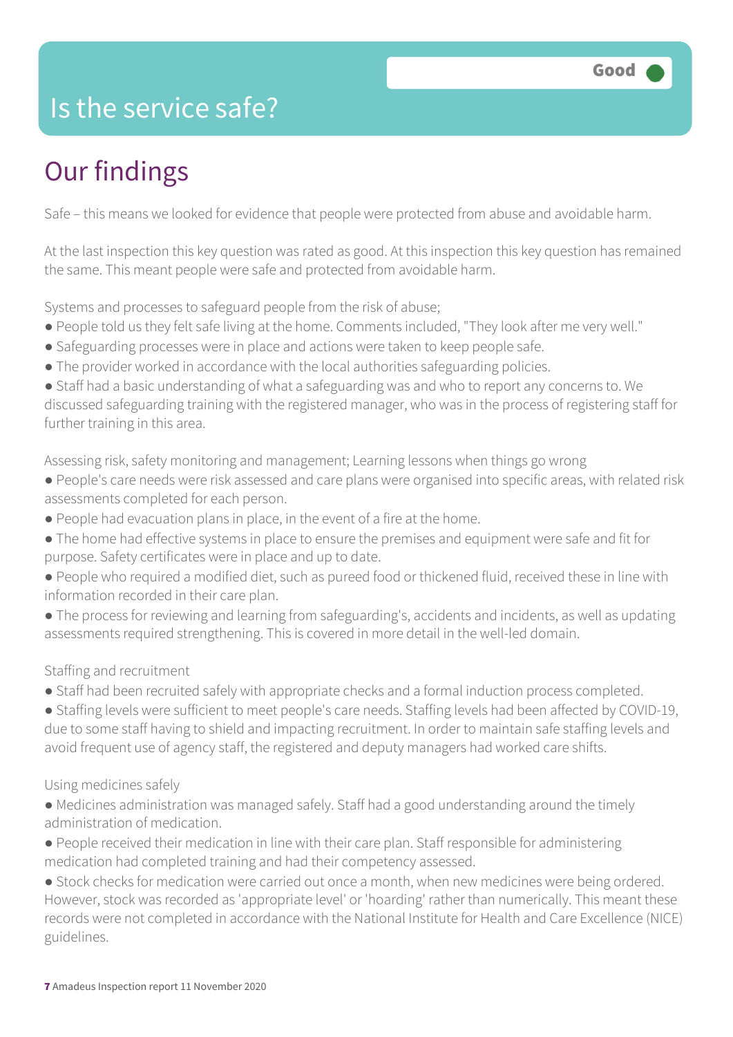# Is the service safe?

**Good**

## Our findings

Safe – this means we looked for evidence that people were protected from abuse and avoidable harm.

At the last inspection this key question was rated as good. At this inspection this key question has remained the same. This meant people were safe and protected from avoidable harm.

Systems and processes to safeguard people from the risk of abuse;

- People told us they felt safe living at the home. Comments included, "They look after me very well."
- Safeguarding processes were in place and actions were taken to keep people safe.
- The provider worked in accordance with the local authorities safeguarding policies.
- Staff had a basic understanding of what a safeguarding was and who to report any concerns to. We discussed safeguarding training with the registered manager, who was in the process of registering staff for further training in this area.

Assessing risk, safety monitoring and management; Learning lessons when things go wrong

- People's care needs were risk assessed and care plans were organised into specific areas, with related risk assessments completed for each person.
- People had evacuation plans in place, in the event of a fire at the home.
- The home had effective systems in place to ensure the premises and equipment were safe and fit for purpose. Safety certificates were in place and up to date.
- People who required a modified diet, such as pureed food or thickened fluid, received these in line with information recorded in their care plan.
- The process for reviewing and learning from safeguarding's, accidents and incidents, as well as updating assessments required strengthening. This is covered in more detail in the well-led domain.

Staffing and recruitment

- Staff had been recruited safely with appropriate checks and a formal induction process completed.
- Staffing levels were sufficient to meet people's care needs. Staffing levels had been affected by COVID-19, due to some staff having to shield and impacting recruitment. In order to maintain safe staffing levels and avoid frequent use of agency staff, the registered and deputy managers had worked care shifts.

Using medicines safely

- Medicines administration was managed safely. Staff had a good understanding around the timely administration of medication.
- People received their medication in line with their care plan. Staff responsible for administering medication had completed training and had their competency assessed.
- Stock checks for medication were carried out once a month, when new medicines were being ordered. However, stock was recorded as 'appropriate level' or 'hoarding' rather than numerically. This meant these records were not completed in accordance with the National Institute for Health and Care Excellence (NICE) guidelines.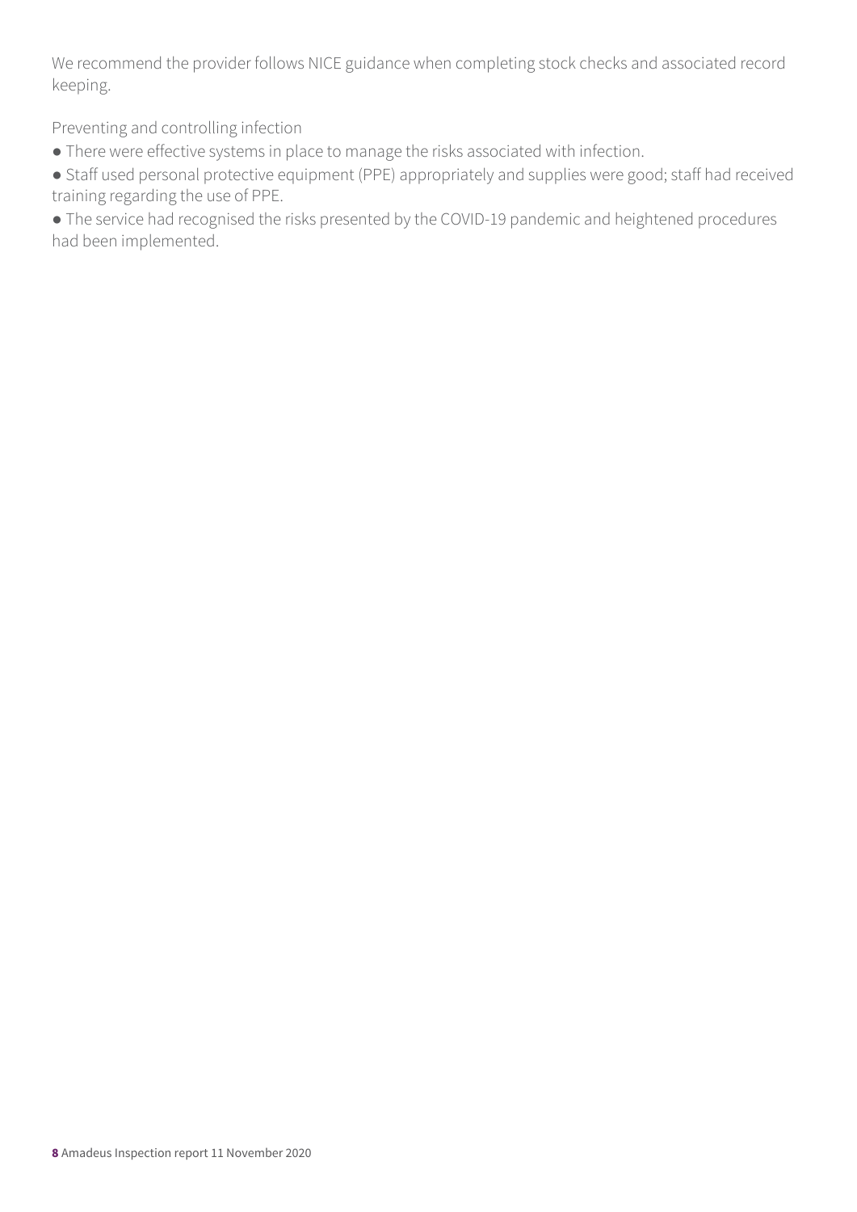We recommend the provider follows NICE guidance when completing stock checks and associated record keeping.

Preventing and controlling infection

- There were effective systems in place to manage the risks associated with infection.
- Staff used personal protective equipment (PPE) appropriately and supplies were good; staff had received training regarding the use of PPE.
- The service had recognised the risks presented by the COVID-19 pandemic and heightened procedures had been implemented.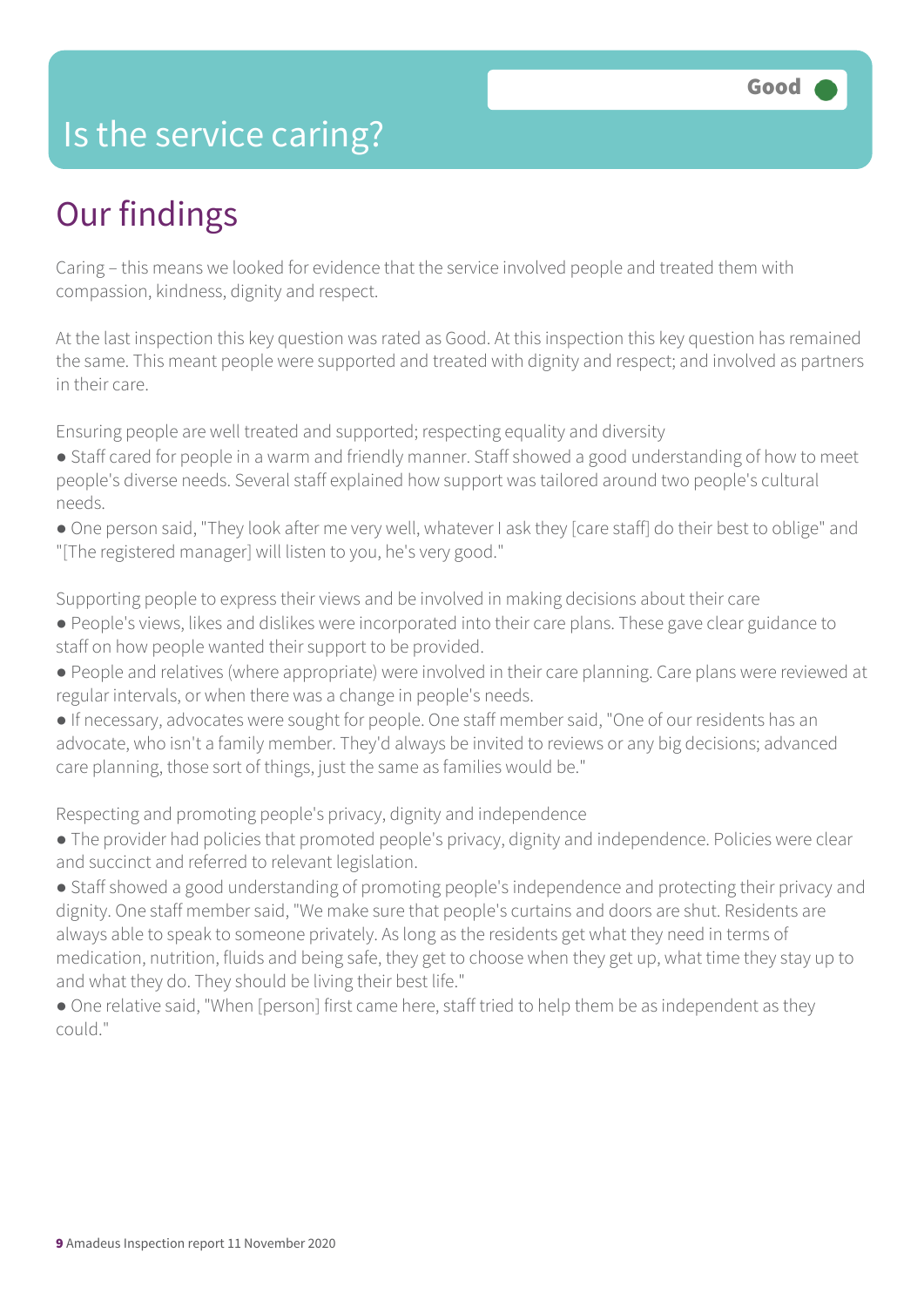# Is the service caring?

Good

## Our findings

Caring – this means we looked for evidence that the service involved people and treated them with compassion, kindness, dignity and respect.

At the last inspection this key question was rated as Good. At this inspection this key question has remained the same. This meant people were supported and treated with dignity and respect; and involved as partners in their care.

Ensuring people are well treated and supported; respecting equality and diversity

- Staff cared for people in a warm and friendly manner. Staff showed a good understanding of how to meet people's diverse needs. Several staff explained how support was tailored around two people's cultural needs.
- One person said, "They look after me very well, whatever I ask they [care staff] do their best to oblige" and "[The registered manager] will listen to you, he's very good."

Supporting people to express their views and be involved in making decisions about their care

- People's views, likes and dislikes were incorporated into their care plans. These gave clear guidance to staff on how people wanted their support to be provided.
- People and relatives (where appropriate) were involved in their care planning. Care plans were reviewed at regular intervals, or when there was a change in people's needs.
- If necessary, advocates were sought for people. One staff member said, "One of our residents has an advocate, who isn't a family member. They'd always be invited to reviews or any big decisions; advanced care planning, those sort of things, just the same as families would be."

Respecting and promoting people's privacy, dignity and independence

- The provider had policies that promoted people's privacy, dignity and independence. Policies were clear and succinct and referred to relevant legislation.
- Staff showed a good understanding of promoting people's independence and protecting their privacy and dignity. One staff member said, "We make sure that people's curtains and doors are shut. Residents are always able to speak to someone privately. As long as the residents get what they need in terms of medication, nutrition, fluids and being safe, they get to choose when they get up, what time they stay up to and what they do. They should be living their best life."
- One relative said, "When [person] first came here, staff tried to help them be as independent as they could."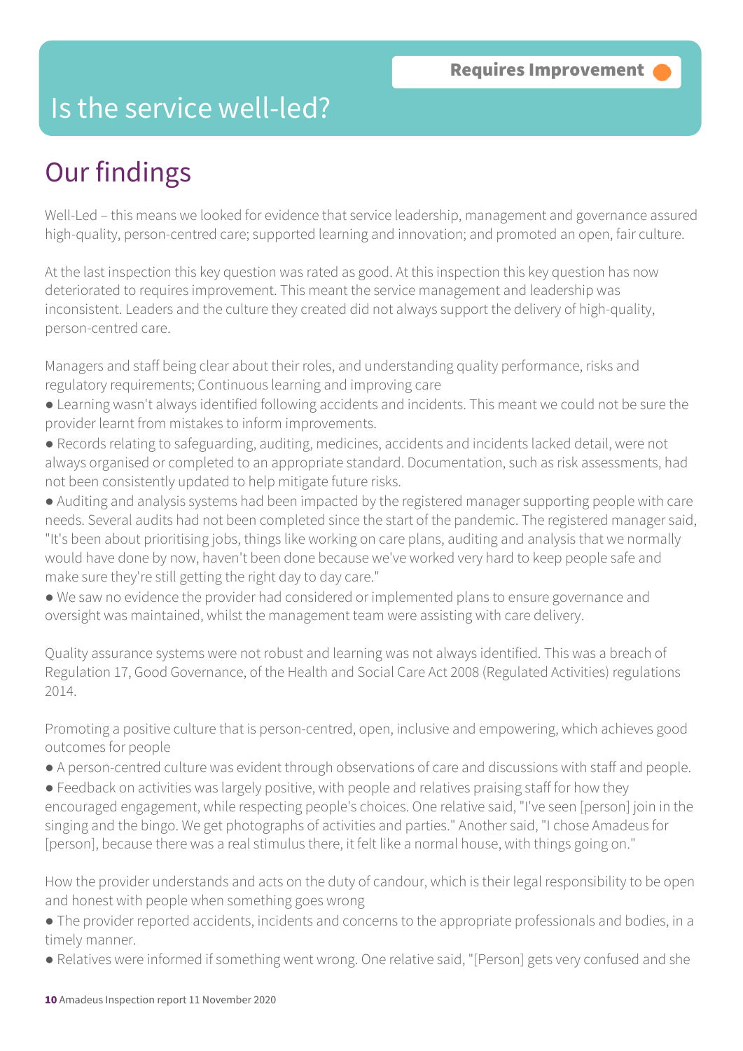# Is the service well-led?

**Requires Improvement**

## Our findings

Well-Led – this means we looked for evidence that service leadership, management and governance assured high-quality, person-centred care; supported learning and innovation; and promoted an open, fair culture.

At the last inspection this key question was rated as good. At this inspection this key question has now deteriorated to requires improvement. This meant the service management and leadership was inconsistent. Leaders and the culture they created did not always support the delivery of high-quality, person-centred care.

Managers and staff being clear about their roles, and understanding quality performance, risks and regulatory requirements; Continuous learning and improving care

- Learning wasn't always identified following accidents and incidents. This meant we could not be sure the provider learnt from mistakes to inform improvements.
- Records relating to safeguarding, auditing, medicines, accidents and incidents lacked detail, were not always organised or completed to an appropriate standard. Documentation, such as risk assessments, had not been consistently updated to help mitigate future risks.
- Auditing and analysis systems had been impacted by the registered manager supporting people with care needs. Several audits had not been completed since the start of the pandemic. The registered manager said, "It's been about prioritising jobs, things like working on care plans, auditing and analysis that we normally would have done by now, haven't been done because we've worked very hard to keep people safe and make sure they're still getting the right day to day care."
- We saw no evidence the provider had considered or implemented plans to ensure governance and oversight was maintained, whilst the management team were assisting with care delivery.

Quality assurance systems were not robust and learning was not always identified. This was a breach of Regulation 17, Good Governance, of the Health and Social Care Act 2008 (Regulated Activities) regulations 2014.

Promoting a positive culture that is person-centred, open, inclusive and empowering, which achieves good outcomes for people

- A person-centred culture was evident through observations of care and discussions with staff and people.
- Feedback on activities was largely positive, with people and relatives praising staff for how they encouraged engagement, while respecting people's choices. One relative said, "I've seen [person] join in the singing and the bingo. We get photographs of activities and parties." Another said, "I chose Amadeus for [person], because there was a real stimulus there, it felt like a normal house, with things going on."

How the provider understands and acts on the duty of candour, which is their legal responsibility to be open and honest with people when something goes wrong

- The provider reported accidents, incidents and concerns to the appropriate professionals and bodies, in a timely manner.
- Relatives were informed if something went wrong. One relative said, "[Person] gets very confused and she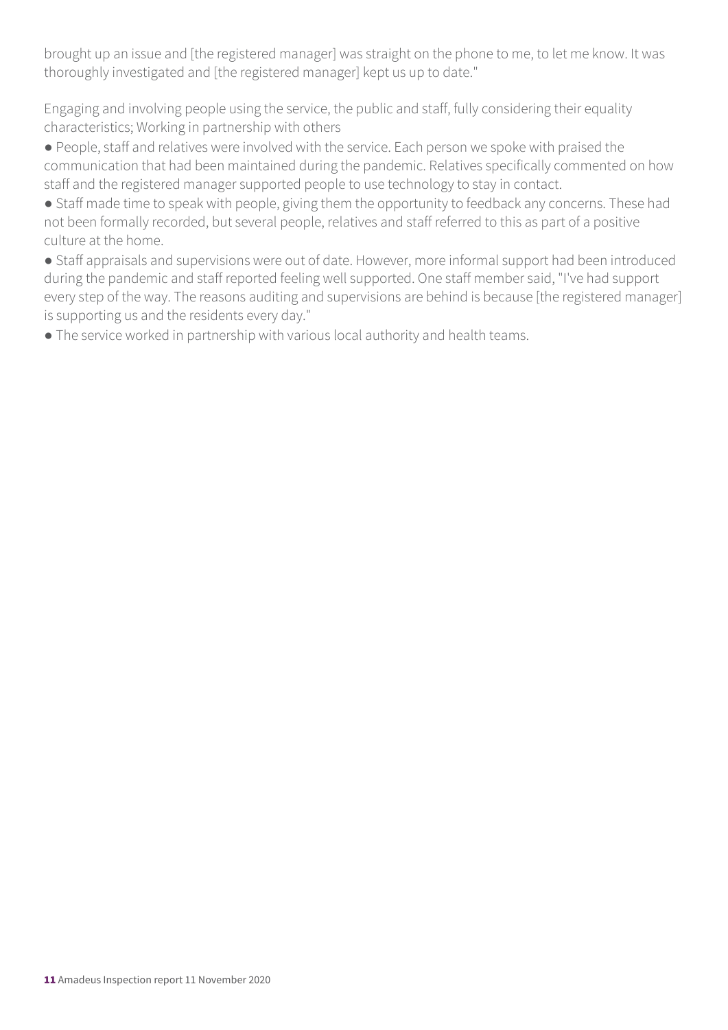brought up an issue and [the registered manager] was straight on the phone to me, to let me know. It was thoroughly investigated and [the registered manager] kept us up to date."

Engaging and involving people using the service, the public and staff, fully considering their equality characteristics; Working in partnership with others

- People, staff and relatives were involved with the service. Each person we spoke with praised the communication that had been maintained during the pandemic. Relatives specifically commented on how staff and the registered manager supported people to use technology to stay in contact.
- Staff made time to speak with people, giving them the opportunity to feedback any concerns. These had not been formally recorded, but several people, relatives and staff referred to this as part of a positive culture at the home.
- Staff appraisals and supervisions were out of date. However, more informal support had been introduced during the pandemic and staff reported feeling well supported. One staff member said, "I've had support every step of the way. The reasons auditing and supervisions are behind is because [the registered manager] is supporting us and the residents every day."
- The service worked in partnership with various local authority and health teams.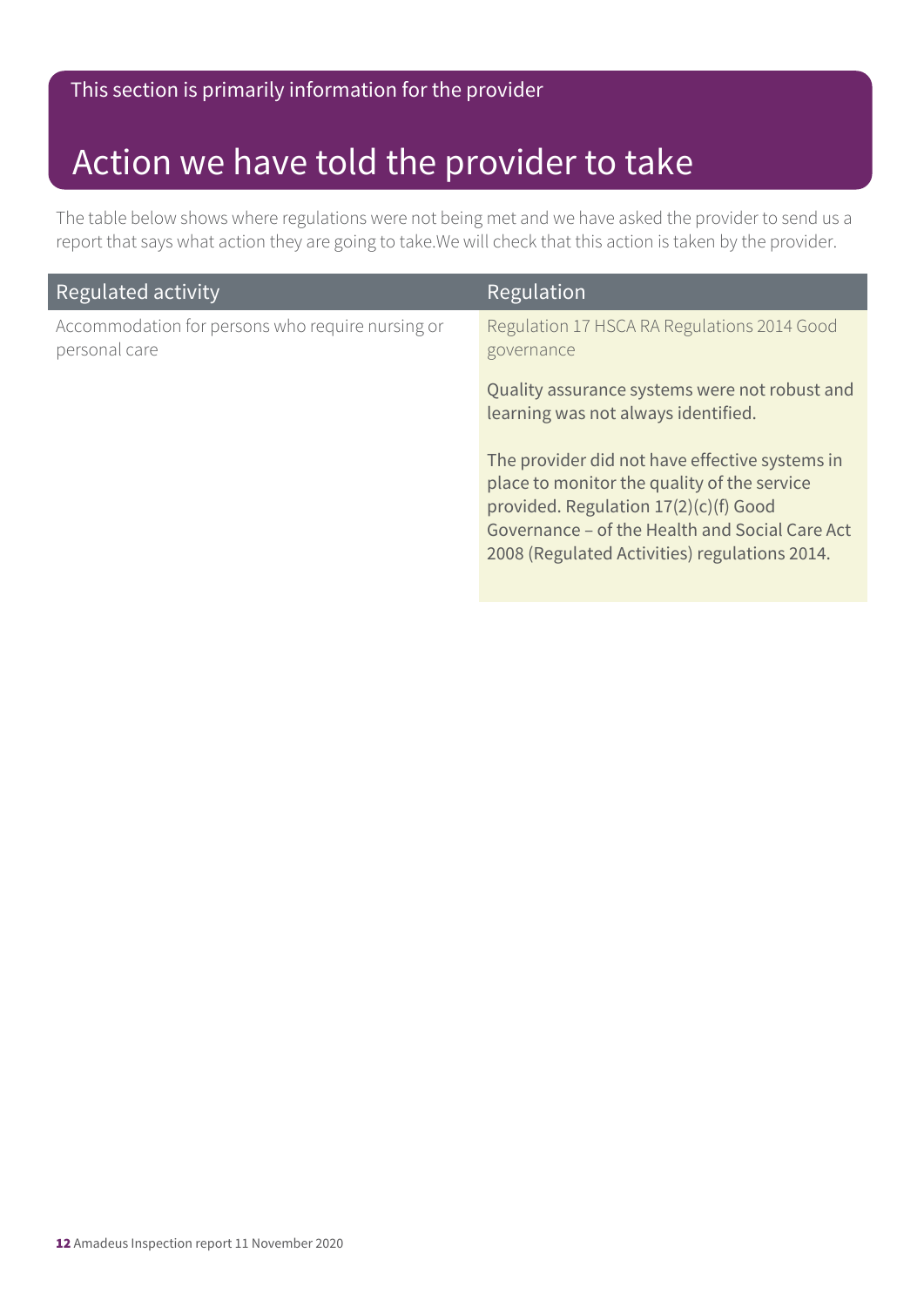This section is primarily information for the provider

# Action we have told the provider to take

The table below shows where regulations were not being met and we have asked the provider to send us a report that says what action they are going to take.We will check that this action is taken by the provider.

| Regulated activity | Regulation |
|---|---|
| Accommodation for persons who require nursing or personal care | Regulation 17 HSCA RA Regulations 2014 Good governance<br><br>Quality assurance systems were not robust and learning was not always identified.<br><br>The provider did not have effective systems in place to monitor the quality of the service provided. Regulation 17(2)(c)(f) Good Governance – of the Health and Social Care Act 2008 (Regulated Activities) regulations 2014. |